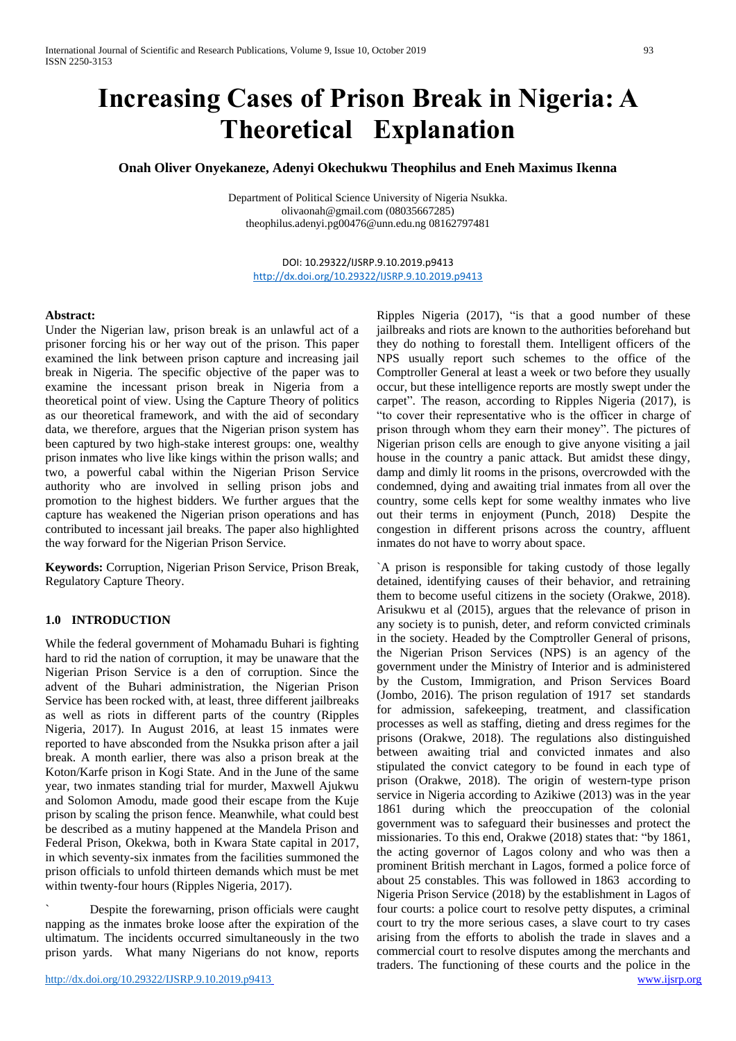# Increasing Cases of Prison Break in Nigeria: A Theoretical Explanation

**Onah Oliver Onyekaneze, Adenyi Okechukwu Theophilus and Eneh Maximus Ikenna**

Department of Political Science University of Nigeria Nsukka.
olivaonah@gmail.com (08035667285)
theophilus.adenyi.pg00476@unn.edu.ng 08162797481

DOI: 10.29322/IJSRP.9.10.2019.p9413
http://dx.doi.org/10.29322/IJSRP.9.10.2019.p9413

**Abstract:**
Under the Nigerian law, prison break is an unlawful act of a prisoner forcing his or her way out of the prison. This paper examined the link between prison capture and increasing jail break in Nigeria. The specific objective of the paper was to examine the incessant prison break in Nigeria from a theoretical point of view. Using the Capture Theory of politics as our theoretical framework, and with the aid of secondary data, we therefore, argues that the Nigerian prison system has been captured by two high-stake interest groups: one, wealthy prison inmates who live like kings within the prison walls; and two, a powerful cabal within the Nigerian Prison Service authority who are involved in selling prison jobs and promotion to the highest bidders. We further argues that the capture has weakened the Nigerian prison operations and has contributed to incessant jail breaks. The paper also highlighted the way forward for the Nigerian Prison Service.

**Keywords:** Corruption, Nigerian Prison Service, Prison Break, Regulatory Capture Theory.

## 1.0 INTRODUCTION

While the federal government of Mohamadu Buhari is fighting hard to rid the nation of corruption, it may be unaware that the Nigerian Prison Service is a den of corruption. Since the advent of the Buhari administration, the Nigerian Prison Service has been rocked with, at least, three different jailbreaks as well as riots in different parts of the country (Ripples Nigeria, 2017). In August 2016, at least 15 inmates were reported to have absconded from the Nsukka prison after a jail break. A month earlier, there was also a prison break at the Koton/Karfe prison in Kogi State. And in the June of the same year, two inmates standing trial for murder, Maxwell Ajukwu and Solomon Amodu, made good their escape from the Kuje prison by scaling the prison fence. Meanwhile, what could best be described as a mutiny happened at the Mandela Prison and Federal Prison, Okekwa, both in Kwara State capital in 2017, in which seventy-six inmates from the facilities summoned the prison officials to unfold thirteen demands which must be met within twenty-four hours (Ripples Nigeria, 2017).

` Despite the forewarning, prison officials were caught napping as the inmates broke loose after the expiration of the ultimatum. The incidents occurred simultaneously in the two prison yards. What many Nigerians do not know, reports Ripples Nigeria (2017), "is that a good number of these jailbreaks and riots are known to the authorities beforehand but they do nothing to forestall them. Intelligent officers of the NPS usually report such schemes to the office of the Comptroller General at least a week or two before they usually occur, but these intelligence reports are mostly swept under the carpet". The reason, according to Ripples Nigeria (2017), is "to cover their representative who is the officer in charge of prison through whom they earn their money". The pictures of Nigerian prison cells are enough to give anyone visiting a jail house in the country a panic attack. But amidst these dingy, damp and dimly lit rooms in the prisons, overcrowded with the condemned, dying and awaiting trial inmates from all over the country, some cells kept for some wealthy inmates who live out their terms in enjoyment (Punch, 2018) Despite the congestion in different prisons across the country, affluent inmates do not have to worry about space.

`A prison is responsible for taking custody of those legally detained, identifying causes of their behavior, and retraining them to become useful citizens in the society (Orakwe, 2018). Arisukwu et al (2015), argues that the relevance of prison in any society is to punish, deter, and reform convicted criminals in the society. Headed by the Comptroller General of prisons, the Nigerian Prison Services (NPS) is an agency of the government under the Ministry of Interior and is administered by the Custom, Immigration, and Prison Services Board (Jombo, 2016). The prison regulation of 1917 set standards for admission, safekeeping, treatment, and classification processes as well as staffing, dieting and dress regimes for the prisons (Orakwe, 2018). The regulations also distinguished between awaiting trial and convicted inmates and also stipulated the convict category to be found in each type of prison (Orakwe, 2018). The origin of western-type prison service in Nigeria according to Azikiwe (2013) was in the year 1861 during which the preoccupation of the colonial government was to safeguard their businesses and protect the missionaries. To this end, Orakwe (2018) states that: "by 1861, the acting governor of Lagos colony and who was then a prominent British merchant in Lagos, formed a police force of about 25 constables. This was followed in 1863 according to Nigeria Prison Service (2018) by the establishment in Lagos of four courts: a police court to resolve petty disputes, a criminal court to try the more serious cases, a slave court to try cases arising from the efforts to abolish the trade in slaves and a commercial court to resolve disputes among the merchants and traders. The functioning of these courts and the police in the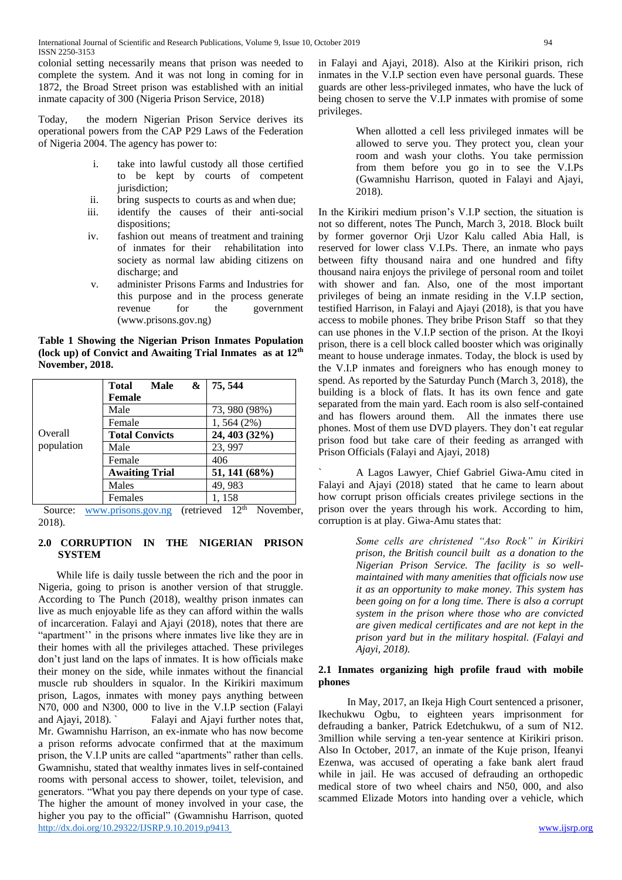colonial setting necessarily means that prison was needed to complete the system. And it was not long in coming for in 1872, the Broad Street prison was established with an initial inmate capacity of 300 (Nigeria Prison Service, 2018)

Today, the modern Nigerian Prison Service derives its operational powers from the CAP P29 Laws of the Federation of Nigeria 2004. The agency has power to:

i. take into lawful custody all those certified to be kept by courts of competent jurisdiction;
ii. bring suspects to courts as and when due;
iii. identify the causes of their anti-social dispositions;
iv. fashion out means of treatment and training of inmates for their rehabilitation into society as normal law abiding citizens on discharge; and
v. administer Prisons Farms and Industries for this purpose and in the process generate revenue for the government (www.prisons.gov.ng)

**Table 1 Showing the Nigerian Prison Inmates Population (lock up) of Convict and Awaiting Trial Inmates as at 12th November, 2018.**

| | | |
|---|---|---|
| Overall population | **Total Male & Female** | **75, 544** |
| | Male | 73, 980 (98%) |
| | Female | 1, 564 (2%) |
| | **Total Convicts** | **24, 403 (32%)** |
| | Male | 23, 997 |
| | Female | 406 |
| | **Awaiting Trial** | **51, 141 (68%)** |
| | Males | 49, 983 |
| | Females | 1, 158 |

Source: www.prisons.gov.ng (retrieved 12th November, 2018).

## 2.0 CORRUPTION IN THE NIGERIAN PRISON SYSTEM

While life is daily tussle between the rich and the poor in Nigeria, going to prison is another version of that struggle. According to The Punch (2018), wealthy prison inmates can live as much enjoyable life as they can afford within the walls of incarceration. Falayi and Ajayi (2018), notes that there are "apartment'' in the prisons where inmates live like they are in their homes with all the privileges attached. These privileges don't just land on the laps of inmates. It is how officials make their money on the side, while inmates without the financial muscle rub shoulders in squalor. In the Kirikiri maximum prison, Lagos, inmates with money pays anything between N70, 000 and N300, 000 to live in the V.I.P section (Falayi and Ajayi, 2018). ` Falayi and Ajayi further notes that, Mr. Gwamnishu Harrison, an ex-inmate who has now become a prison reforms advocate confirmed that at the maximum prison, the V.I.P units are called "apartments" rather than cells. Gwamnishu, stated that wealthy inmates lives in self-contained rooms with personal access to shower, toilet, television, and generators. "What you pay there depends on your type of case. The higher the amount of money involved in your case, the higher you pay to the official" (Gwamnishu Harrison, quoted in Falayi and Ajayi, 2018). Also at the Kirikiri prison, rich inmates in the V.I.P section even have personal guards. These guards are other less-privileged inmates, who have the luck of being chosen to serve the V.I.P inmates with promise of some privileges.

> When allotted a cell less privileged inmates will be allowed to serve you. They protect you, clean your room and wash your cloths. You take permission from them before you go in to see the V.I.Ps (Gwamnishu Harrison, quoted in Falayi and Ajayi, 2018).

In the Kirikiri medium prison's V.I.P section, the situation is not so different, notes The Punch, March 3, 2018. Block built by former governor Orji Uzor Kalu called Abia Hall, is reserved for lower class V.I.Ps. There, an inmate who pays between fifty thousand naira and one hundred and fifty thousand naira enjoys the privilege of personal room and toilet with shower and fan. Also, one of the most important privileges of being an inmate residing in the V.I.P section, testified Harrison, in Falayi and Ajayi (2018), is that you have access to mobile phones. They bribe Prison Staff so that they can use phones in the V.I.P section of the prison. At the Ikoyi prison, there is a cell block called booster which was originally meant to house underage inmates. Today, the block is used by the V.I.P inmates and foreigners who has enough money to spend. As reported by the Saturday Punch (March 3, 2018), the building is a block of flats. It has its own fence and gate separated from the main yard. Each room is also self-contained and has flowers around them. All the inmates there use phones. Most of them use DVD players. They don't eat regular prison food but take care of their feeding as arranged with Prison Officials (Falayi and Ajayi, 2018)

` A Lagos Lawyer, Chief Gabriel Giwa-Amu cited in Falayi and Ajayi (2018) stated that he came to learn about how corrupt prison officials creates privilege sections in the prison over the years through his work. According to him, corruption is at play. Giwa-Amu states that:

> *Some cells are christened "Aso Rock" in Kirikiri prison, the British council built as a donation to the Nigerian Prison Service. The facility is so well-maintained with many amenities that officials now use it as an opportunity to make money. This system has been going on for a long time. There is also a corrupt system in the prison where those who are convicted are given medical certificates and are not kept in the prison yard but in the military hospital. (Falayi and Ajayi, 2018).*

### 2.1 Inmates organizing high profile fraud with mobile phones

In May, 2017, an Ikeja High Court sentenced a prisoner, Ikechukwu Ogbu, to eighteen years imprisonment for defrauding a banker, Patrick Edetchukwu, of a sum of N12. 3million while serving a ten-year sentence at Kirikiri prison. Also In October, 2017, an inmate of the Kuje prison, Ifeanyi Ezenwa, was accused of operating a fake bank alert fraud while in jail. He was accused of defrauding an orthopedic medical store of two wheel chairs and N50, 000, and also scammed Elizade Motors into handing over a vehicle, which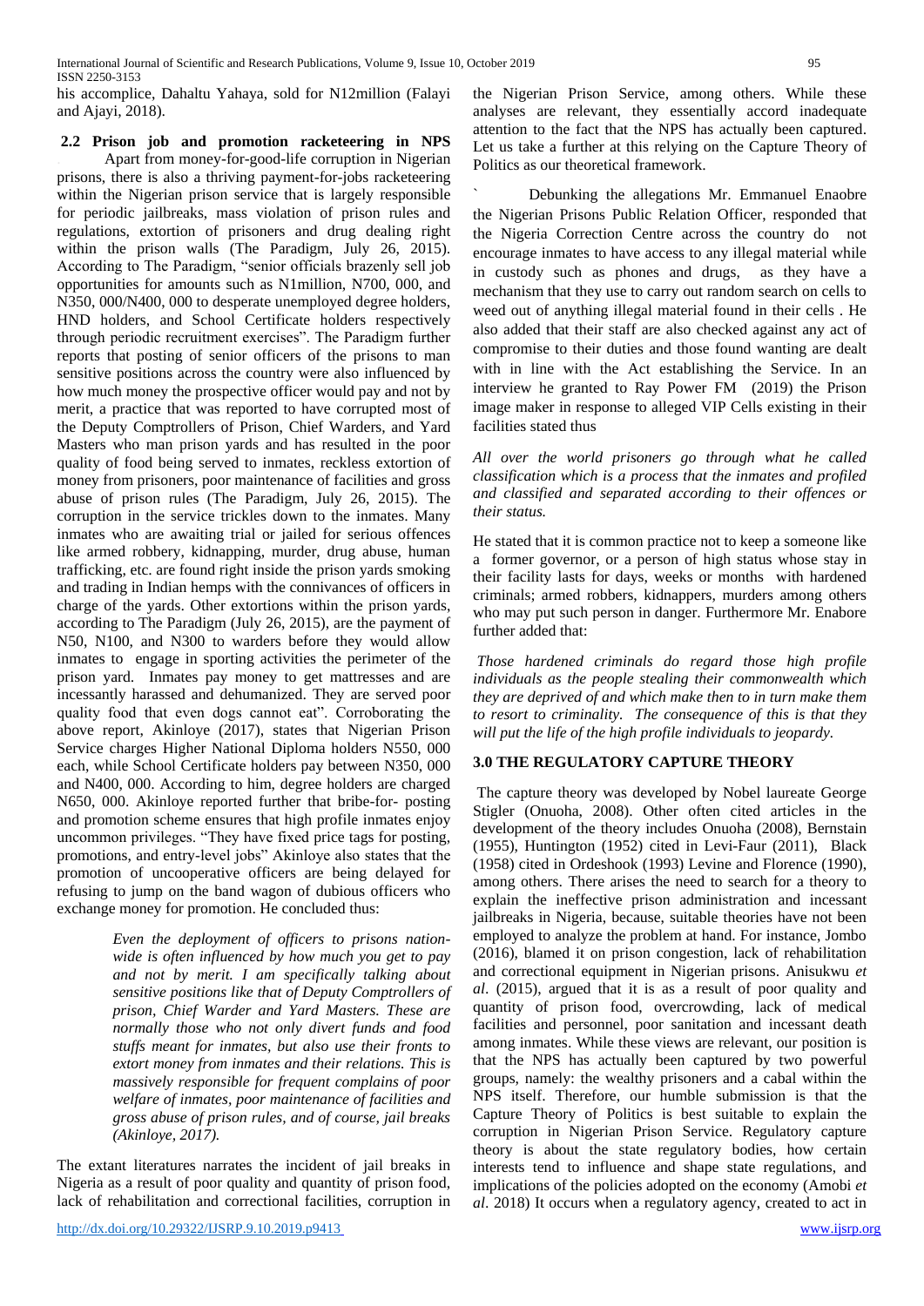his accomplice, Dahaltu Yahaya, sold for N12million (Falayi and Ajayi, 2018).

## 2.2 Prison job and promotion racketeering in NPS

Apart from money-for-good-life corruption in Nigerian prisons, there is also a thriving payment-for-jobs racketeering within the Nigerian prison service that is largely responsible for periodic jailbreaks, mass violation of prison rules and regulations, extortion of prisoners and drug dealing right within the prison walls (The Paradigm, July 26, 2015). According to The Paradigm, "senior officials brazenly sell job opportunities for amounts such as N1million, N700, 000, and N350, 000/N400, 000 to desperate unemployed degree holders, HND holders, and School Certificate holders respectively through periodic recruitment exercises". The Paradigm further reports that posting of senior officers of the prisons to man sensitive positions across the country were also influenced by how much money the prospective officer would pay and not by merit, a practice that was reported to have corrupted most of the Deputy Comptrollers of Prison, Chief Warders, and Yard Masters who man prison yards and has resulted in the poor quality of food being served to inmates, reckless extortion of money from prisoners, poor maintenance of facilities and gross abuse of prison rules (The Paradigm, July 26, 2015). The corruption in the service trickles down to the inmates. Many inmates who are awaiting trial or jailed for serious offences like armed robbery, kidnapping, murder, drug abuse, human trafficking, etc. are found right inside the prison yards smoking and trading in Indian hemps with the connivances of officers in charge of the yards. Other extortions within the prison yards, according to The Paradigm (July 26, 2015), are the payment of N50, N100, and N300 to warders before they would allow inmates to engage in sporting activities the perimeter of the prison yard. Inmates pay money to get mattresses and are incessantly harassed and dehumanized. They are served poor quality food that even dogs cannot eat". Corroborating the above report, Akinloye (2017), states that Nigerian Prison Service charges Higher National Diploma holders N550, 000 each, while School Certificate holders pay between N350, 000 and N400, 000. According to him, degree holders are charged N650, 000. Akinloye reported further that bribe-for- posting and promotion scheme ensures that high profile inmates enjoy uncommon privileges. "They have fixed price tags for posting, promotions, and entry-level jobs" Akinloye also states that the promotion of uncooperative officers are being delayed for refusing to jump on the band wagon of dubious officers who exchange money for promotion. He concluded thus:

> *Even the deployment of officers to prisons nation-wide is often influenced by how much you get to pay and not by merit. I am specifically talking about sensitive positions like that of Deputy Comptrollers of prison, Chief Warder and Yard Masters. These are normally those who not only divert funds and food stuffs meant for inmates, but also use their fronts to extort money from inmates and their relations. This is massively responsible for frequent complains of poor welfare of inmates, poor maintenance of facilities and gross abuse of prison rules, and of course, jail breaks (Akinloye, 2017).*

The extant literatures narrates the incident of jail breaks in Nigeria as a result of poor quality and quantity of prison food, lack of rehabilitation and correctional facilities, corruption in the Nigerian Prison Service, among others. While these analyses are relevant, they essentially accord inadequate attention to the fact that the NPS has actually been captured. Let us take a further at this relying on the Capture Theory of Politics as our theoretical framework.

` Debunking the allegations Mr. Emmanuel Enaobre the Nigerian Prisons Public Relation Officer, responded that the Nigeria Correction Centre across the country do not encourage inmates to have access to any illegal material while in custody such as phones and drugs, as they have a mechanism that they use to carry out random search on cells to weed out of anything illegal material found in their cells . He also added that their staff are also checked against any act of compromise to their duties and those found wanting are dealt with in line with the Act establishing the Service. In an interview he granted to Ray Power FM (2019) the Prison image maker in response to alleged VIP Cells existing in their facilities stated thus

*All over the world prisoners go through what he called classification which is a process that the inmates and profiled and classified and separated according to their offences or their status.*

He stated that it is common practice not to keep a someone like a former governor, or a person of high status whose stay in their facility lasts for days, weeks or months with hardened criminals; armed robbers, kidnappers, murders among others who may put such person in danger. Furthermore Mr. Enabore further added that:

*Those hardened criminals do regard those high profile individuals as the people stealing their commonwealth which they are deprived of and which make then to in turn make them to resort to criminality. The consequence of this is that they will put the life of the high profile individuals to jeopardy.*

# 3.0 THE REGULATORY CAPTURE THEORY

The capture theory was developed by Nobel laureate George Stigler (Onuoha, 2008). Other often cited articles in the development of the theory includes Onuoha (2008), Bernstain (1955), Huntington (1952) cited in Levi-Faur (2011), Black (1958) cited in Ordeshook (1993) Levine and Florence (1990), among others. There arises the need to search for a theory to explain the ineffective prison administration and incessant jailbreaks in Nigeria, because, suitable theories have not been employed to analyze the problem at hand. For instance, Jombo (2016), blamed it on prison congestion, lack of rehabilitation and correctional equipment in Nigerian prisons. Anisukwu *et al*. (2015), argued that it is as a result of poor quality and quantity of prison food, overcrowding, lack of medical facilities and personnel, poor sanitation and incessant death among inmates. While these views are relevant, our position is that the NPS has actually been captured by two powerful groups, namely: the wealthy prisoners and a cabal within the NPS itself. Therefore, our humble submission is that the Capture Theory of Politics is best suitable to explain the corruption in Nigerian Prison Service. Regulatory capture theory is about the state regulatory bodies, how certain interests tend to influence and shape state regulations, and implications of the policies adopted on the economy (Amobi *et al*. 2018) It occurs when a regulatory agency, created to act in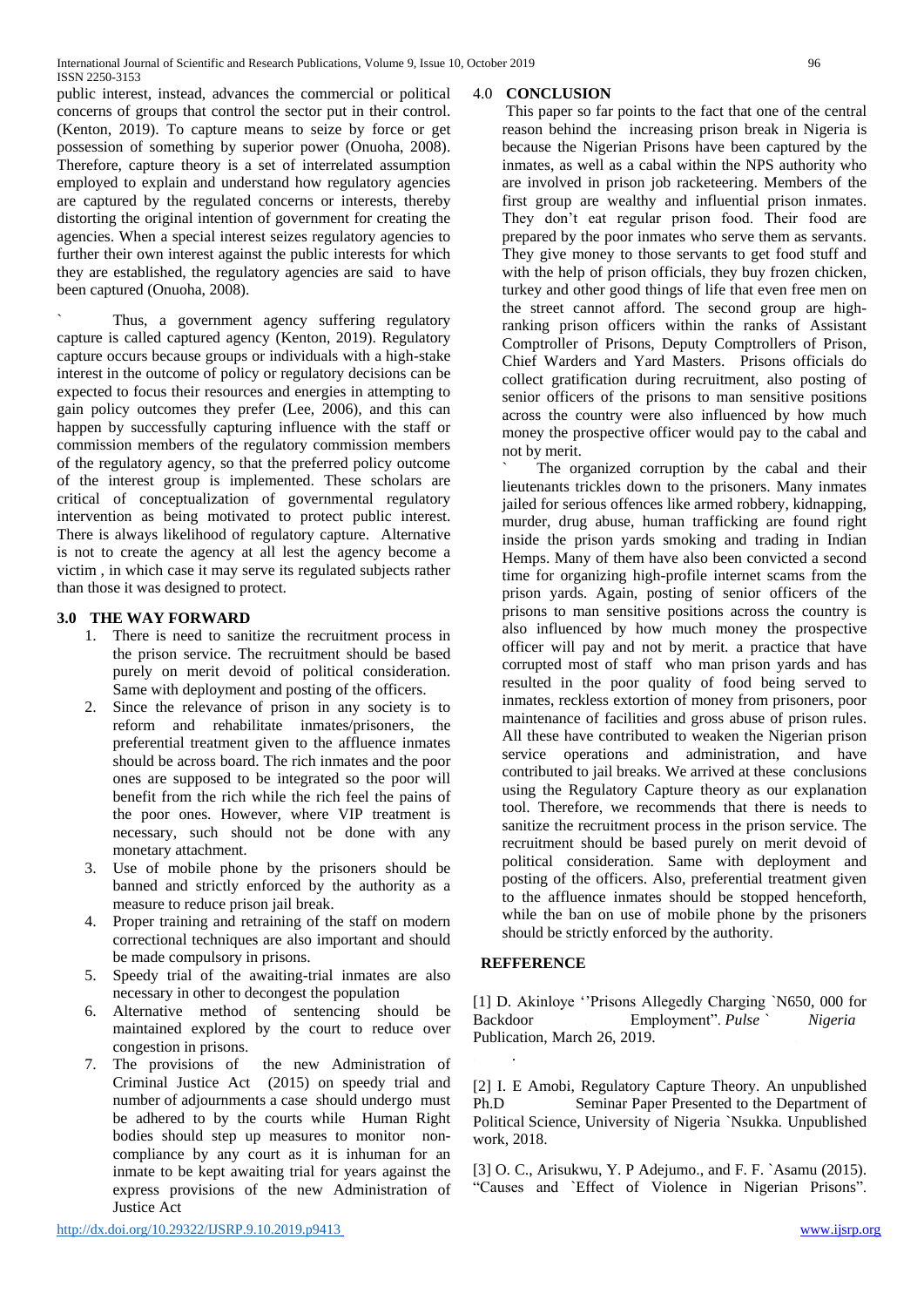public interest, instead, advances the commercial or political concerns of groups that control the sector put in their control. (Kenton, 2019). To capture means to seize by force or get possession of something by superior power (Onuoha, 2008). Therefore, capture theory is a set of interrelated assumption employed to explain and understand how regulatory agencies are captured by the regulated concerns or interests, thereby distorting the original intention of government for creating the agencies. When a special interest seizes regulatory agencies to further their own interest against the public interests for which they are established, the regulatory agencies are said to have been captured (Onuoha, 2008).

` Thus, a government agency suffering regulatory capture is called captured agency (Kenton, 2019). Regulatory capture occurs because groups or individuals with a high-stake interest in the outcome of policy or regulatory decisions can be expected to focus their resources and energies in attempting to gain policy outcomes they prefer (Lee, 2006), and this can happen by successfully capturing influence with the staff or commission members of the regulatory commission members of the regulatory agency, so that the preferred policy outcome of the interest group is implemented. These scholars are critical of conceptualization of governmental regulatory intervention as being motivated to protect public interest. There is always likelihood of regulatory capture. Alternative is not to create the agency at all lest the agency become a victim , in which case it may serve its regulated subjects rather than those it was designed to protect.

## 3.0 THE WAY FORWARD

1. There is need to sanitize the recruitment process in the prison service. The recruitment should be based purely on merit devoid of political consideration. Same with deployment and posting of the officers.
2. Since the relevance of prison in any society is to reform and rehabilitate inmates/prisoners, the preferential treatment given to the affluence inmates should be across board. The rich inmates and the poor ones are supposed to be integrated so the poor will benefit from the rich while the rich feel the pains of the poor ones. However, where VIP treatment is necessary, such should not be done with any monetary attachment.
3. Use of mobile phone by the prisoners should be banned and strictly enforced by the authority as a measure to reduce prison jail break.
4. Proper training and retraining of the staff on modern correctional techniques are also important and should be made compulsory in prisons.
5. Speedy trial of the awaiting-trial inmates are also necessary in other to decongest the population
6. Alternative method of sentencing should be maintained explored by the court to reduce over congestion in prisons.
7. The provisions of the new Administration of Criminal Justice Act (2015) on speedy trial and number of adjournments a case should undergo must be adhered to by the courts while Human Right bodies should step up measures to monitor non-compliance by any court as it is inhuman for an inmate to be kept awaiting trial for years against the express provisions of the new Administration of Justice Act

## 4.0 CONCLUSION

This paper so far points to the fact that one of the central reason behind the increasing prison break in Nigeria is because the Nigerian Prisons have been captured by the inmates, as well as a cabal within the NPS authority who are involved in prison job racketeering. Members of the first group are wealthy and influential prison inmates. They don't eat regular prison food. Their food are prepared by the poor inmates who serve them as servants. They give money to those servants to get food stuff and with the help of prison officials, they buy frozen chicken, turkey and other good things of life that even free men on the street cannot afford. The second group are high-ranking prison officers within the ranks of Assistant Comptroller of Prisons, Deputy Comptrollers of Prison, Chief Warders and Yard Masters. Prisons officials do collect gratification during recruitment, also posting of senior officers of the prisons to man sensitive positions across the country were also influenced by how much money the prospective officer would pay to the cabal and not by merit.

` The organized corruption by the cabal and their lieutenants trickles down to the prisoners. Many inmates jailed for serious offences like armed robbery, kidnapping, murder, drug abuse, human trafficking are found right inside the prison yards smoking and trading in Indian Hemps. Many of them have also been convicted a second time for organizing high-profile internet scams from the prison yards. Again, posting of senior officers of the prisons to man sensitive positions across the country is also influenced by how much money the prospective officer will pay and not by merit. a practice that have corrupted most of staff who man prison yards and has resulted in the poor quality of food being served to inmates, reckless extortion of money from prisoners, poor maintenance of facilities and gross abuse of prison rules. All these have contributed to weaken the Nigerian prison service operations and administration, and have contributed to jail breaks. We arrived at these conclusions using the Regulatory Capture theory as our explanation tool. Therefore, we recommends that there is needs to sanitize the recruitment process in the prison service. The recruitment should be based purely on merit devoid of political consideration. Same with deployment and posting of the officers. Also, preferential treatment given to the affluence inmates should be stopped henceforth, while the ban on use of mobile phone by the prisoners should be strictly enforced by the authority.

## REFFERENCE

[1] D. Akinloye ''Prisons Allegedly Charging `N650, 000 for Backdoor Employment". *Pulse* ` *Nigeria* Publication, March 26, 2019.

[2] I. E Amobi, Regulatory Capture Theory. An unpublished Ph.D Seminar Paper Presented to the Department of Political Science, University of Nigeria `Nsukka. Unpublished work, 2018.

[3] O. C., Arisukwu, Y. P Adejumo., and F. F. `Asamu (2015). "Causes and `Effect of Violence in Nigerian Prisons".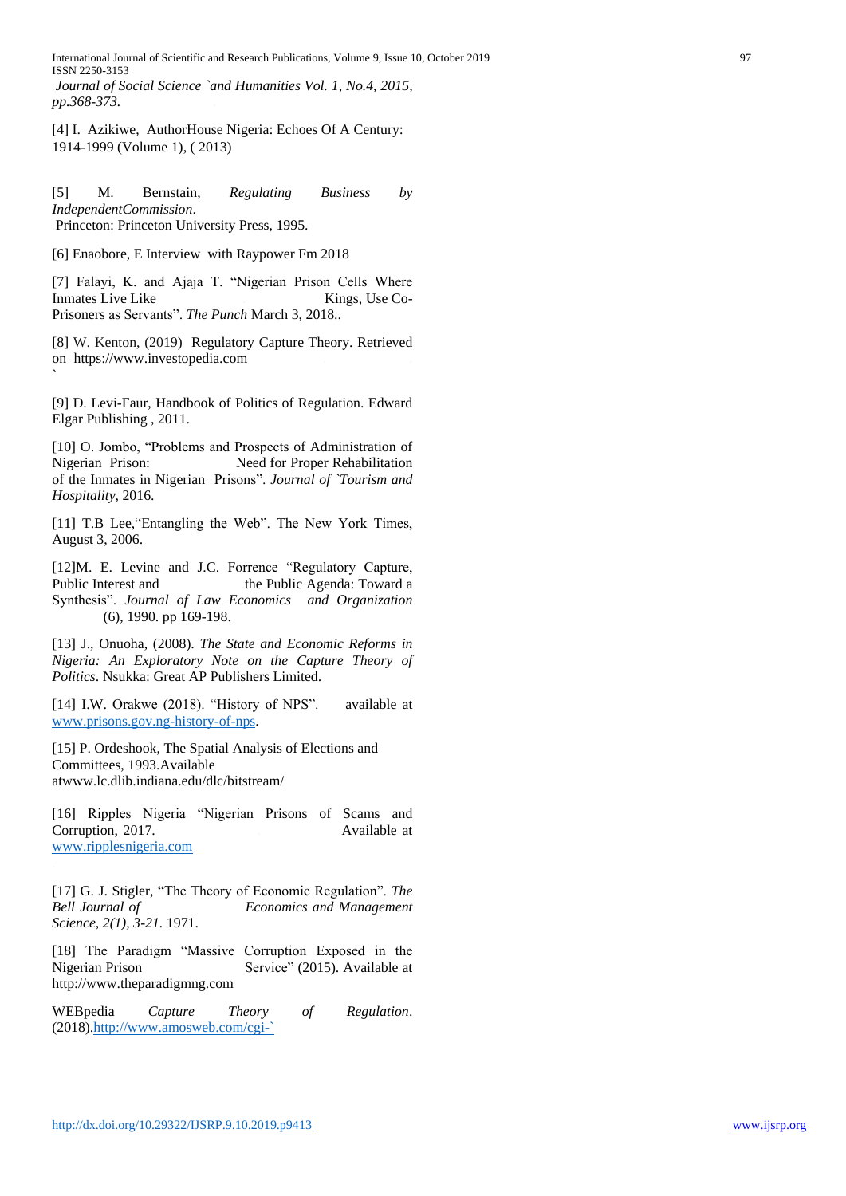*Journal of Social Science `and Humanities Vol. 1, No.4, 2015, pp.368-373.*

[4] I. Azikiwe, AuthorHouse Nigeria: Echoes Of A Century: 1914-1999 (Volume 1), ( 2013)

[5] M. Bernstain, *Regulating Business by IndependentCommission*. Princeton: Princeton University Press, 1995.

[6] Enaobore, E Interview with Raypower Fm 2018

[7] Falayi, K. and Ajaja T. "Nigerian Prison Cells Where Inmates Live Like Kings, Use Co-Prisoners as Servants". *The Punch* March 3, 2018..

[8] W. Kenton, (2019) Regulatory Capture Theory. Retrieved on https://www.investopedia.com
`

[9] D. Levi-Faur, Handbook of Politics of Regulation. Edward Elgar Publishing , 2011.

[10] O. Jombo, "Problems and Prospects of Administration of Nigerian Prison: Need for Proper Rehabilitation of the Inmates in Nigerian Prisons". *Journal of `Tourism and Hospitality,* 2016.

[11] T.B Lee,"Entangling the Web". The New York Times, August 3, 2006.

[12]M. E. Levine and J.C. Forrence "Regulatory Capture, Public Interest and the Public Agenda: Toward a Synthesis". *Journal of Law Economics and Organization* (6), 1990. pp 169-198.

[13] J., Onuoha, (2008). *The State and Economic Reforms in Nigeria: An Exploratory Note on the Capture Theory of Politics*. Nsukka: Great AP Publishers Limited.

[14] I.W. Orakwe (2018). "History of NPS". available at www.prisons.gov.ng-history-of-nps.

[15] P. Ordeshook, The Spatial Analysis of Elections and Committees, 1993.Available atwww.lc.dlib.indiana.edu/dlc/bitstream/

[16] Ripples Nigeria "Nigerian Prisons of Scams and Corruption, 2017. Available at www.ripplesnigeria.com

[17] G. J. Stigler, "The Theory of Economic Regulation". *The Bell Journal of Economics and Management Science, 2(1), 3-21.* 1971.

[18] The Paradigm "Massive Corruption Exposed in the Nigerian Prison Service" (2015). Available at http://www.theparadigmng.com

WEBpedia *Capture Theory of Regulation*. (2018).http://www.amosweb.com/cgi-`